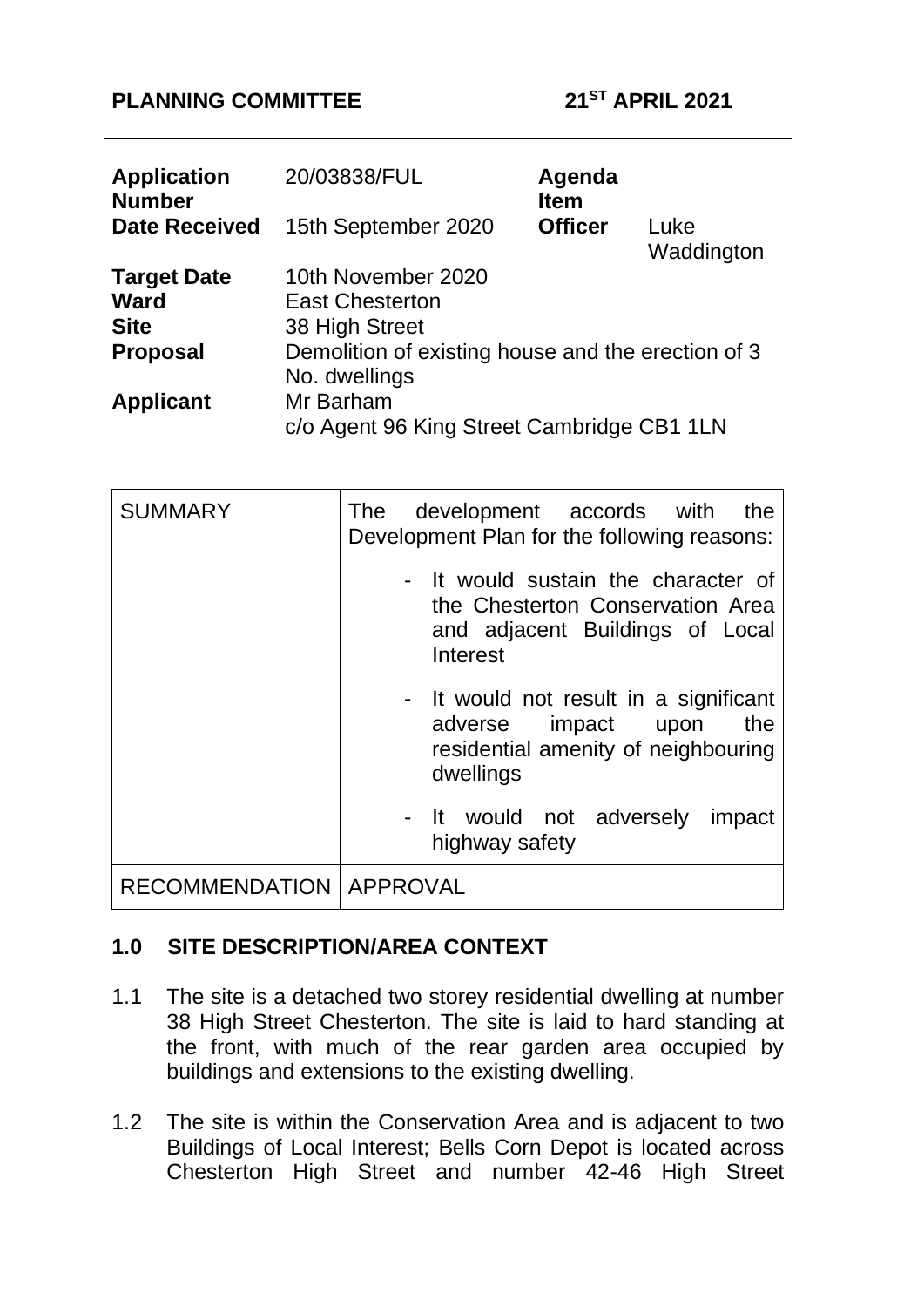**PLANNING COMMITTEE** **21ST APRIL 2021**

---

| | | | |
|---|---|---|---|
| **Application Number** | 20/03838/FUL | **Agenda Item** | |
| **Date Received** | 15th September 2020 | **Officer** | Luke Waddington |
| **Target Date** | 10th November 2020 | | |
| **Ward** | East Chesterton | | |
| **Site** | 38 High Street | | |
| **Proposal** | Demolition of existing house and the erection of 3 No. dwellings | | |
| **Applicant** | Mr Barham<br>c/o Agent 96 King Street Cambridge CB1 1LN | | |

| | |
|---|---|
| SUMMARY | The development accords with the Development Plan for the following reasons:<br>- It would sustain the character of the Chesterton Conservation Area and adjacent Buildings of Local Interest<br>- It would not result in a significant adverse impact upon the residential amenity of neighbouring dwellings<br>- It would not adversely impact highway safety |
| RECOMMENDATION | APPROVAL |

## 1.0 SITE DESCRIPTION/AREA CONTEXT

1.1 The site is a detached two storey residential dwelling at number 38 High Street Chesterton. The site is laid to hard standing at the front, with much of the rear garden area occupied by buildings and extensions to the existing dwelling.

1.2 The site is within the Conservation Area and is adjacent to two Buildings of Local Interest; Bells Corn Depot is located across Chesterton High Street and number 42-46 High Street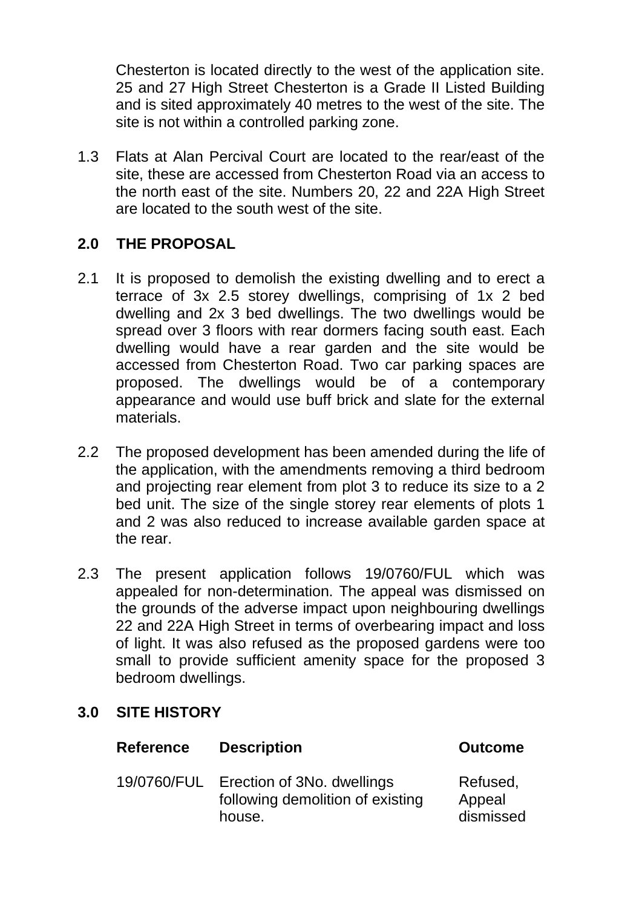Chesterton is located directly to the west of the application site. 25 and 27 High Street Chesterton is a Grade II Listed Building and is sited approximately 40 metres to the west of the site. The site is not within a controlled parking zone.

1.3 Flats at Alan Percival Court are located to the rear/east of the site, these are accessed from Chesterton Road via an access to the north east of the site. Numbers 20, 22 and 22A High Street are located to the south west of the site.

## 2.0 THE PROPOSAL

2.1 It is proposed to demolish the existing dwelling and to erect a terrace of 3x 2.5 storey dwellings, comprising of 1x 2 bed dwelling and 2x 3 bed dwellings. The two dwellings would be spread over 3 floors with rear dormers facing south east. Each dwelling would have a rear garden and the site would be accessed from Chesterton Road. Two car parking spaces are proposed. The dwellings would be of a contemporary appearance and would use buff brick and slate for the external materials.

2.2 The proposed development has been amended during the life of the application, with the amendments removing a third bedroom and projecting rear element from plot 3 to reduce its size to a 2 bed unit. The size of the single storey rear elements of plots 1 and 2 was also reduced to increase available garden space at the rear.

2.3 The present application follows 19/0760/FUL which was appealed for non-determination. The appeal was dismissed on the grounds of the adverse impact upon neighbouring dwellings 22 and 22A High Street in terms of overbearing impact and loss of light. It was also refused as the proposed gardens were too small to provide sufficient amenity space for the proposed 3 bedroom dwellings.

## 3.0 SITE HISTORY

| Reference | Description | Outcome |
|---|---|---|
| 19/0760/FUL | Erection of 3No. dwellings following demolition of existing house. | Refused, Appeal dismissed |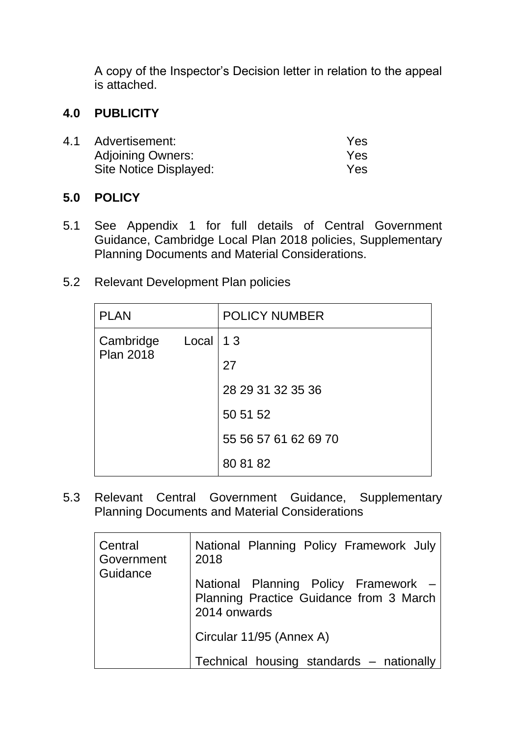A copy of the Inspector's Decision letter in relation to the appeal is attached.

## 4.0 PUBLICITY

4.1 Advertisement: Yes
Adjoining Owners: Yes
Site Notice Displayed: Yes

## 5.0 POLICY

5.1 See Appendix 1 for full details of Central Government Guidance, Cambridge Local Plan 2018 policies, Supplementary Planning Documents and Material Considerations.

5.2 Relevant Development Plan policies

| PLAN | POLICY NUMBER |
|---|---|
| Cambridge Local Plan 2018 | 1 3 |
| | 27 |
| | 28 29 31 32 35 36 |
| | 50 51 52 |
| | 55 56 57 61 62 69 70 |
| | 80 81 82 |

5.3 Relevant Central Government Guidance, Supplementary Planning Documents and Material Considerations

| Central Government Guidance | National Planning Policy Framework July 2018 |
|---|---|
| | National Planning Policy Framework – Planning Practice Guidance from 3 March 2014 onwards |
| | Circular 11/95 (Annex A) |
| | Technical housing standards – nationally |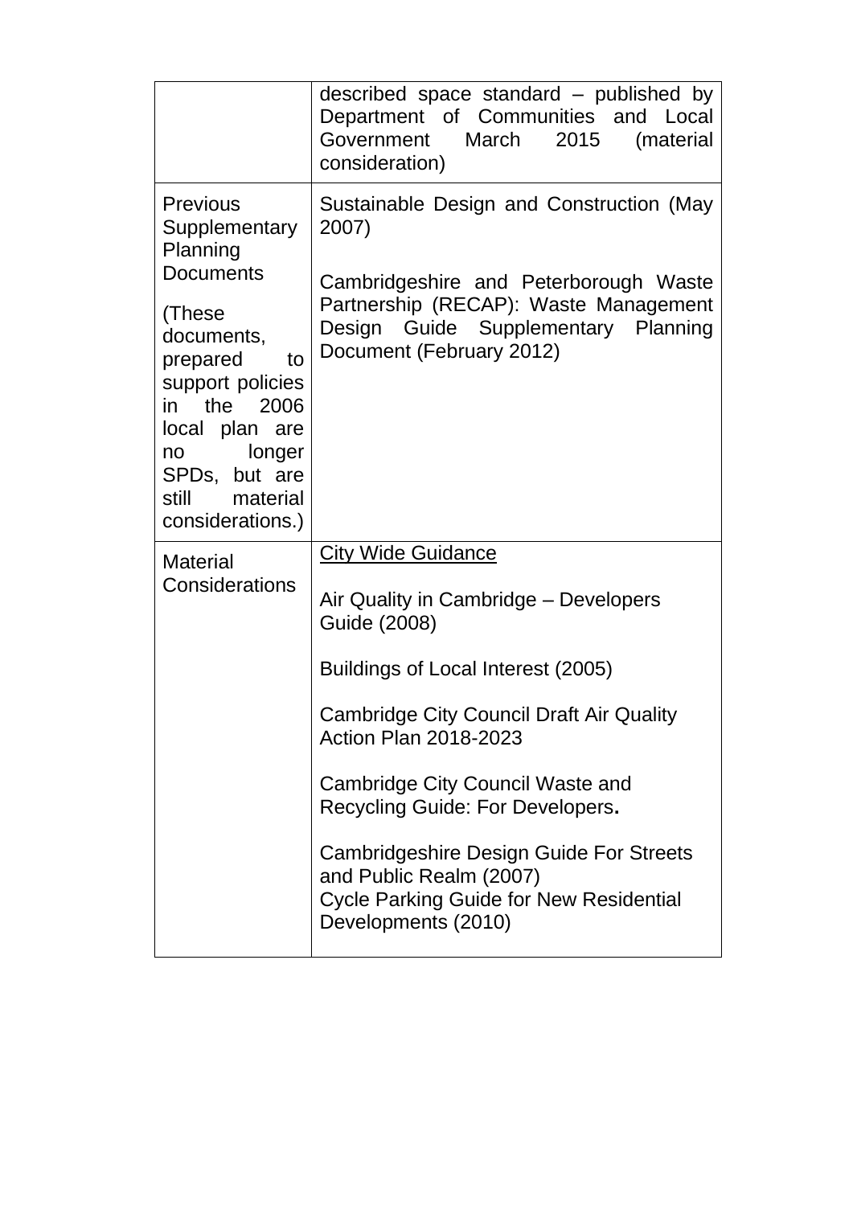| | |
|---|---|
| | described space standard – published by Department of Communities and Local Government March 2015 (material consideration) |
| Previous Supplementary Planning Documents<br><br>(These documents, prepared to support policies in the 2006 local plan are no longer SPDs, but are still material considerations.) | Sustainable Design and Construction (May 2007)<br><br>Cambridgeshire and Peterborough Waste Partnership (RECAP): Waste Management Design Guide Supplementary Planning Document (February 2012) |
| Material Considerations | <u>City Wide Guidance</u><br><br>Air Quality in Cambridge – Developers Guide (2008)<br><br>Buildings of Local Interest (2005)<br><br>Cambridge City Council Draft Air Quality Action Plan 2018-2023<br><br>Cambridge City Council Waste and Recycling Guide: For Developers.<br><br>Cambridgeshire Design Guide For Streets and Public Realm (2007)<br>Cycle Parking Guide for New Residential Developments (2010) |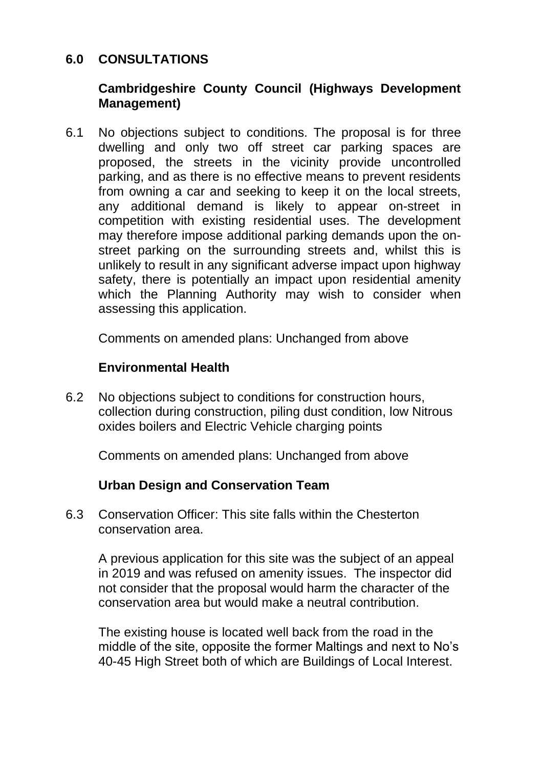## 6.0 CONSULTATIONS

### Cambridgeshire County Council (Highways Development Management)

6.1 No objections subject to conditions. The proposal is for three dwelling and only two off street car parking spaces are proposed, the streets in the vicinity provide uncontrolled parking, and as there is no effective means to prevent residents from owning a car and seeking to keep it on the local streets, any additional demand is likely to appear on-street in competition with existing residential uses. The development may therefore impose additional parking demands upon the on-street parking on the surrounding streets and, whilst this is unlikely to result in any significant adverse impact upon highway safety, there is potentially an impact upon residential amenity which the Planning Authority may wish to consider when assessing this application.

Comments on amended plans: Unchanged from above

### Environmental Health

6.2 No objections subject to conditions for construction hours, collection during construction, piling dust condition, low Nitrous oxides boilers and Electric Vehicle charging points

Comments on amended plans: Unchanged from above

### Urban Design and Conservation Team

6.3 Conservation Officer: This site falls within the Chesterton conservation area.

A previous application for this site was the subject of an appeal in 2019 and was refused on amenity issues. The inspector did not consider that the proposal would harm the character of the conservation area but would make a neutral contribution.

The existing house is located well back from the road in the middle of the site, opposite the former Maltings and next to No's 40-45 High Street both of which are Buildings of Local Interest.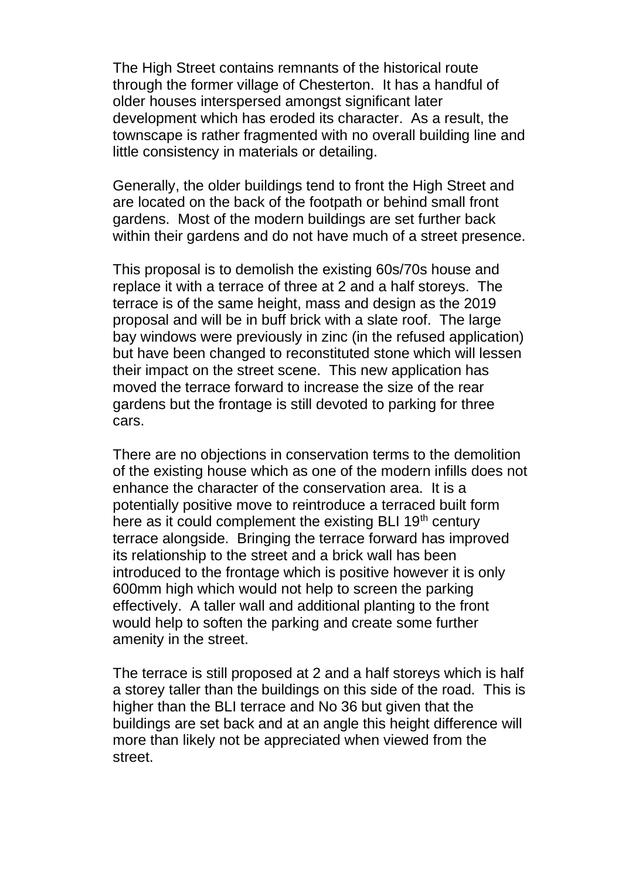The High Street contains remnants of the historical route through the former village of Chesterton. It has a handful of older houses interspersed amongst significant later development which has eroded its character. As a result, the townscape is rather fragmented with no overall building line and little consistency in materials or detailing.

Generally, the older buildings tend to front the High Street and are located on the back of the footpath or behind small front gardens. Most of the modern buildings are set further back within their gardens and do not have much of a street presence.

This proposal is to demolish the existing 60s/70s house and replace it with a terrace of three at 2 and a half storeys. The terrace is of the same height, mass and design as the 2019 proposal and will be in buff brick with a slate roof. The large bay windows were previously in zinc (in the refused application) but have been changed to reconstituted stone which will lessen their impact on the street scene. This new application has moved the terrace forward to increase the size of the rear gardens but the frontage is still devoted to parking for three cars.

There are no objections in conservation terms to the demolition of the existing house which as one of the modern infills does not enhance the character of the conservation area. It is a potentially positive move to reintroduce a terraced built form here as it could complement the existing BLI 19th century terrace alongside. Bringing the terrace forward has improved its relationship to the street and a brick wall has been introduced to the frontage which is positive however it is only 600mm high which would not help to screen the parking effectively. A taller wall and additional planting to the front would help to soften the parking and create some further amenity in the street.

The terrace is still proposed at 2 and a half storeys which is half a storey taller than the buildings on this side of the road. This is higher than the BLI terrace and No 36 but given that the buildings are set back and at an angle this height difference will more than likely not be appreciated when viewed from the street.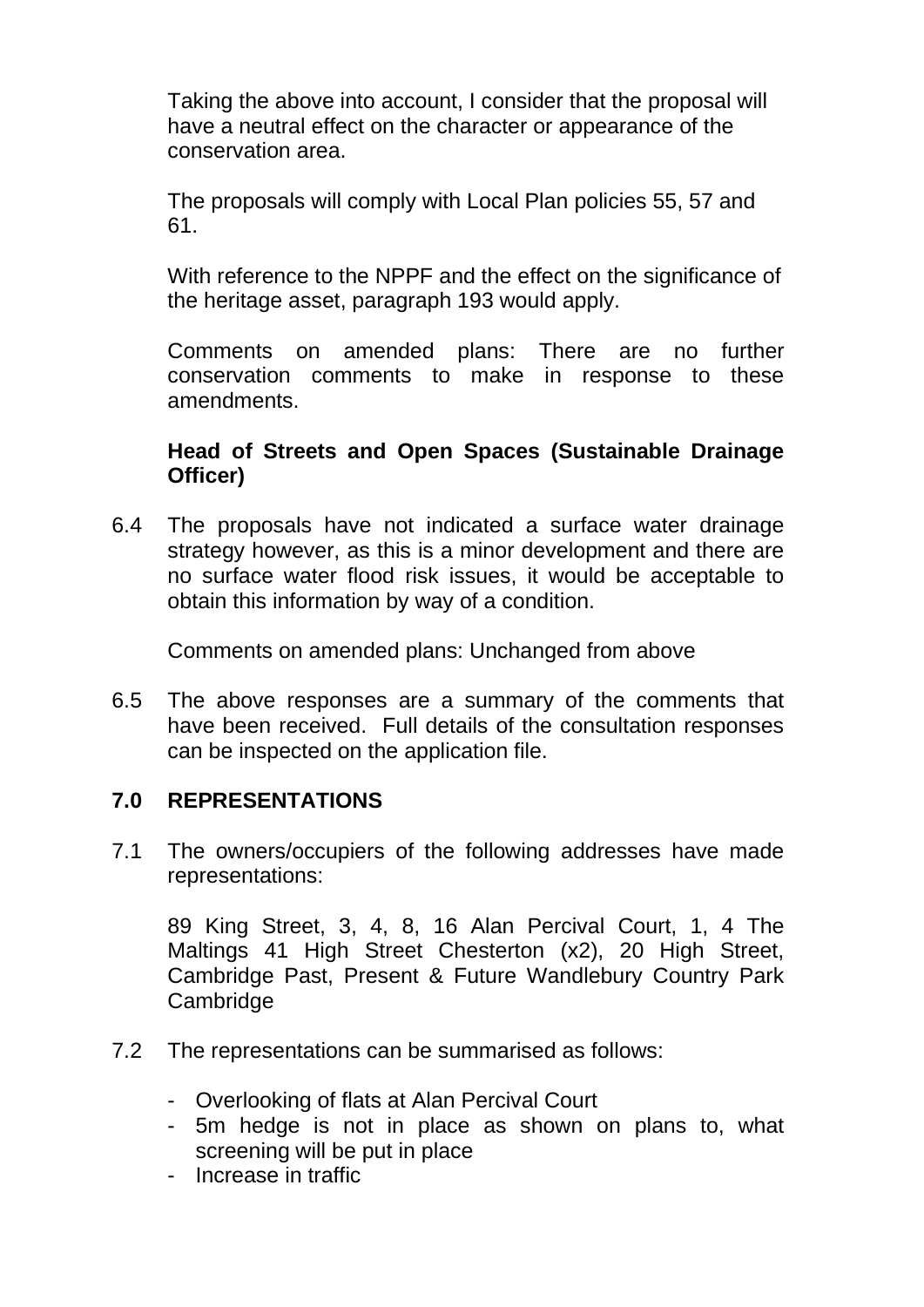Taking the above into account, I consider that the proposal will have a neutral effect on the character or appearance of the conservation area.

The proposals will comply with Local Plan policies 55, 57 and 61.

With reference to the NPPF and the effect on the significance of the heritage asset, paragraph 193 would apply.

Comments on amended plans: There are no further conservation comments to make in response to these amendments.

**Head of Streets and Open Spaces (Sustainable Drainage Officer)**

6.4 The proposals have not indicated a surface water drainage strategy however, as this is a minor development and there are no surface water flood risk issues, it would be acceptable to obtain this information by way of a condition.

Comments on amended plans: Unchanged from above

6.5 The above responses are a summary of the comments that have been received. Full details of the consultation responses can be inspected on the application file.

## 7.0 REPRESENTATIONS

7.1 The owners/occupiers of the following addresses have made representations:

89 King Street, 3, 4, 8, 16 Alan Percival Court, 1, 4 The Maltings 41 High Street Chesterton (x2), 20 High Street, Cambridge Past, Present & Future Wandlebury Country Park Cambridge

7.2 The representations can be summarised as follows:

- Overlooking of flats at Alan Percival Court
- 5m hedge is not in place as shown on plans to, what screening will be put in place
- Increase in traffic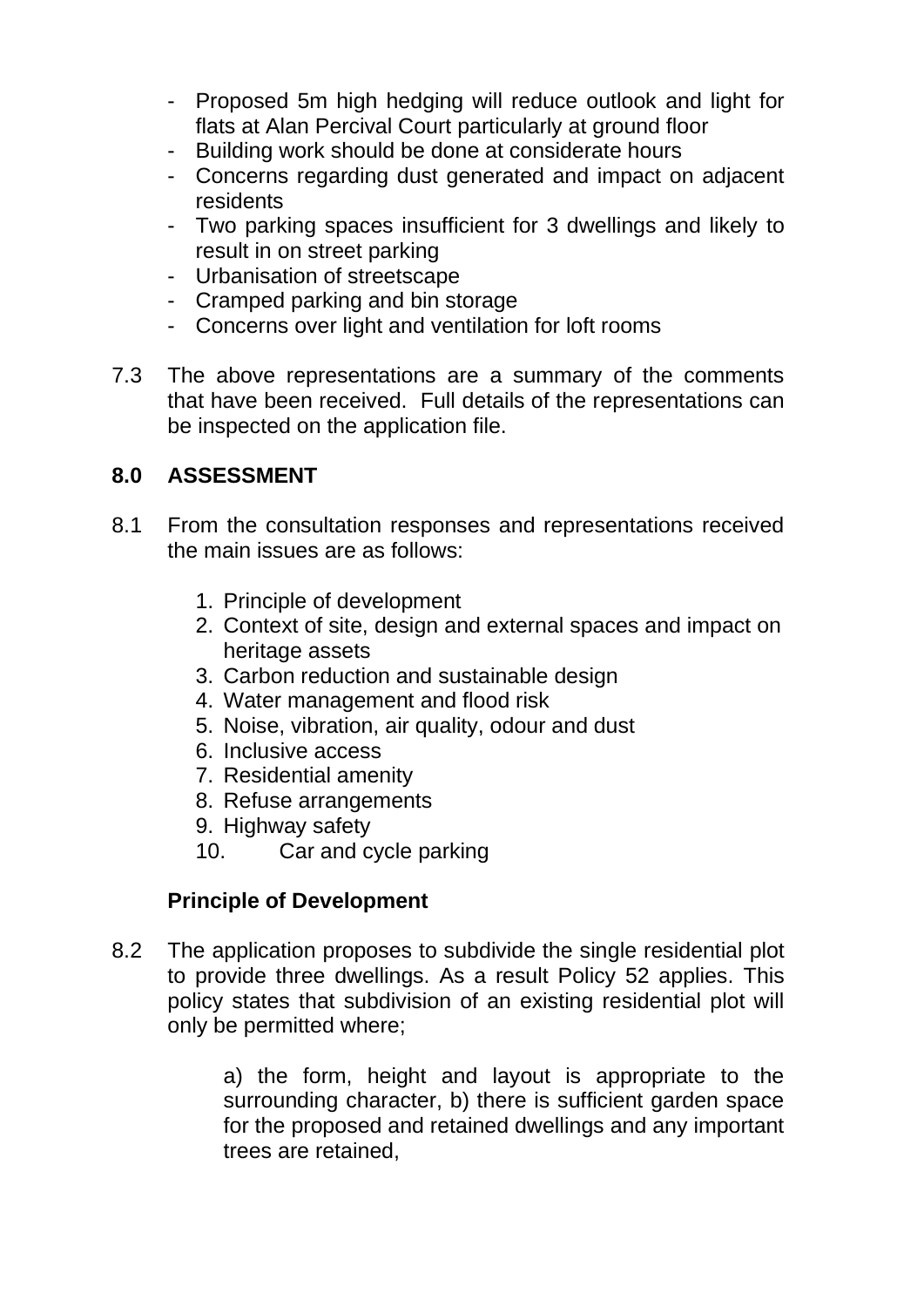- Proposed 5m high hedging will reduce outlook and light for flats at Alan Percival Court particularly at ground floor
- Building work should be done at considerate hours
- Concerns regarding dust generated and impact on adjacent residents
- Two parking spaces insufficient for 3 dwellings and likely to result in on street parking
- Urbanisation of streetscape
- Cramped parking and bin storage
- Concerns over light and ventilation for loft rooms

7.3 The above representations are a summary of the comments that have been received. Full details of the representations can be inspected on the application file.

## 8.0 ASSESSMENT

8.1 From the consultation responses and representations received the main issues are as follows:

1. Principle of development
2. Context of site, design and external spaces and impact on heritage assets
3. Carbon reduction and sustainable design
4. Water management and flood risk
5. Noise, vibration, air quality, odour and dust
6. Inclusive access
7. Residential amenity
8. Refuse arrangements
9. Highway safety
10. Car and cycle parking

**Principle of Development**

8.2 The application proposes to subdivide the single residential plot to provide three dwellings. As a result Policy 52 applies. This policy states that subdivision of an existing residential plot will only be permitted where;

> a) the form, height and layout is appropriate to the surrounding character, b) there is sufficient garden space for the proposed and retained dwellings and any important trees are retained,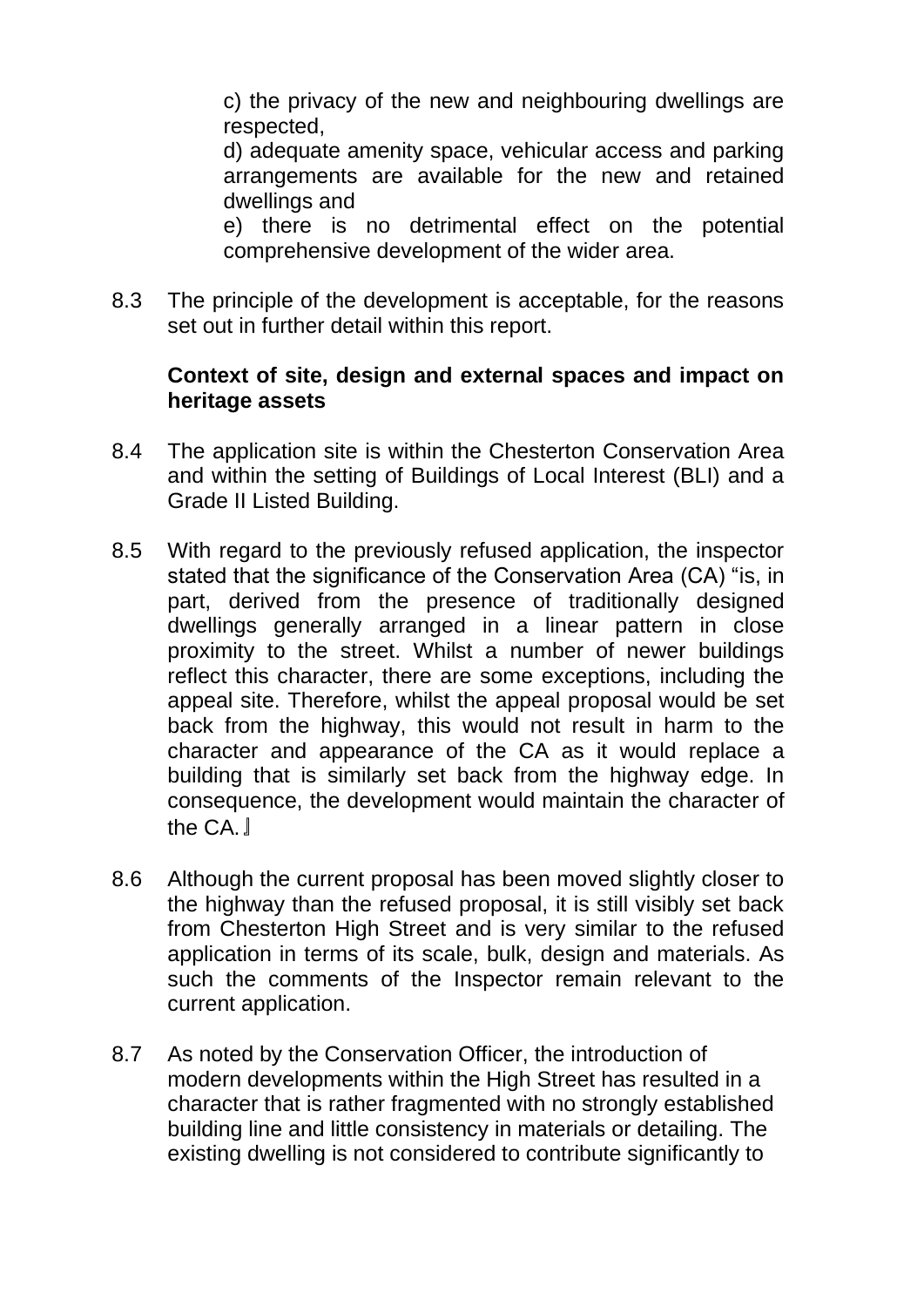c) the privacy of the new and neighbouring dwellings are respected,

d) adequate amenity space, vehicular access and parking arrangements are available for the new and retained dwellings and

e) there is no detrimental effect on the potential comprehensive development of the wider area.

8.3 The principle of the development is acceptable, for the reasons set out in further detail within this report.

**Context of site, design and external spaces and impact on heritage assets**

8.4 The application site is within the Chesterton Conservation Area and within the setting of Buildings of Local Interest (BLI) and a Grade II Listed Building.

8.5 With regard to the previously refused application, the inspector stated that the significance of the Conservation Area (CA) "is, in part, derived from the presence of traditionally designed dwellings generally arranged in a linear pattern in close proximity to the street. Whilst a number of newer buildings reflect this character, there are some exceptions, including the appeal site. Therefore, whilst the appeal proposal would be set back from the highway, this would not result in harm to the character and appearance of the CA as it would replace a building that is similarly set back from the highway edge. In consequence, the development would maintain the character of the CA.』

8.6 Although the current proposal has been moved slightly closer to the highway than the refused proposal, it is still visibly set back from Chesterton High Street and is very similar to the refused application in terms of its scale, bulk, design and materials. As such the comments of the Inspector remain relevant to the current application.

8.7 As noted by the Conservation Officer, the introduction of modern developments within the High Street has resulted in a character that is rather fragmented with no strongly established building line and little consistency in materials or detailing. The existing dwelling is not considered to contribute significantly to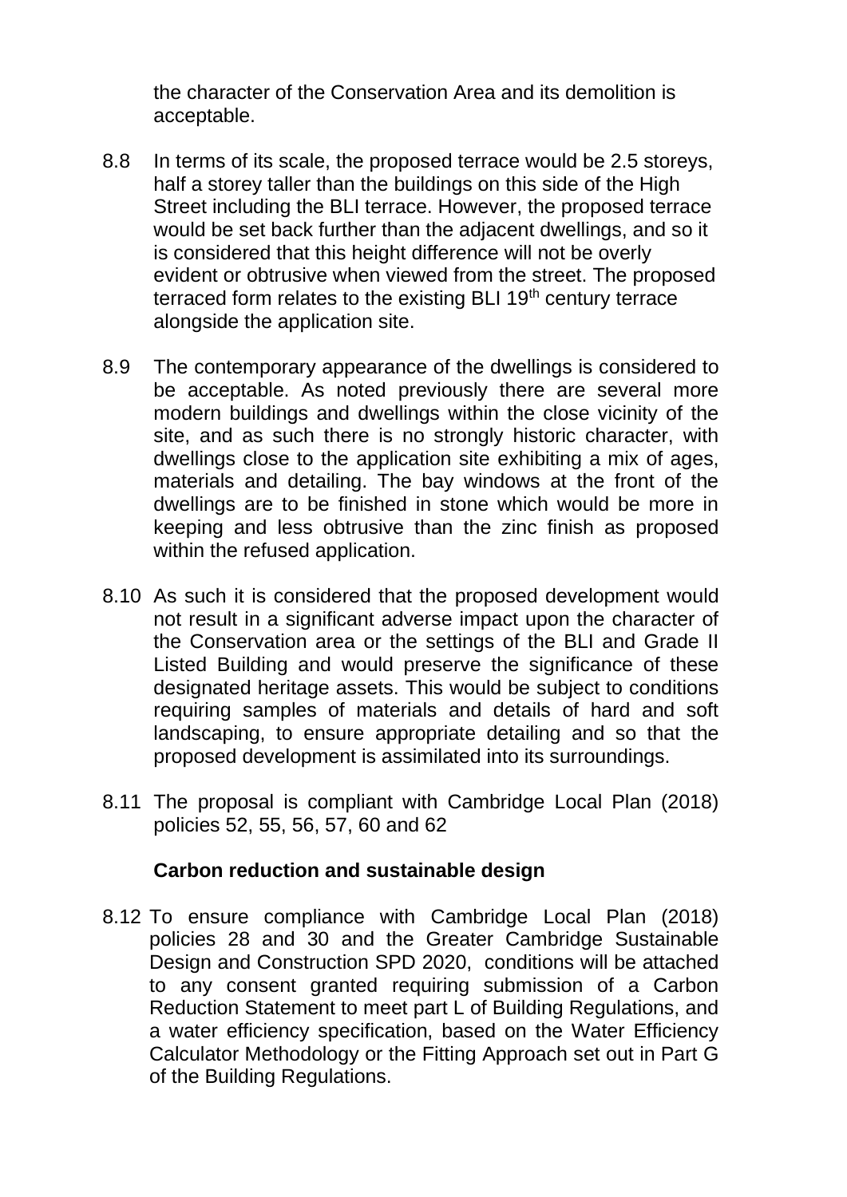the character of the Conservation Area and its demolition is acceptable.

8.8 In terms of its scale, the proposed terrace would be 2.5 storeys, half a storey taller than the buildings on this side of the High Street including the BLI terrace. However, the proposed terrace would be set back further than the adjacent dwellings, and so it is considered that this height difference will not be overly evident or obtrusive when viewed from the street. The proposed terraced form relates to the existing BLI 19th century terrace alongside the application site.

8.9 The contemporary appearance of the dwellings is considered to be acceptable. As noted previously there are several more modern buildings and dwellings within the close vicinity of the site, and as such there is no strongly historic character, with dwellings close to the application site exhibiting a mix of ages, materials and detailing. The bay windows at the front of the dwellings are to be finished in stone which would be more in keeping and less obtrusive than the zinc finish as proposed within the refused application.

8.10 As such it is considered that the proposed development would not result in a significant adverse impact upon the character of the Conservation area or the settings of the BLI and Grade II Listed Building and would preserve the significance of these designated heritage assets. This would be subject to conditions requiring samples of materials and details of hard and soft landscaping, to ensure appropriate detailing and so that the proposed development is assimilated into its surroundings.

8.11 The proposal is compliant with Cambridge Local Plan (2018) policies 52, 55, 56, 57, 60 and 62

**Carbon reduction and sustainable design**

8.12 To ensure compliance with Cambridge Local Plan (2018) policies 28 and 30 and the Greater Cambridge Sustainable Design and Construction SPD 2020, conditions will be attached to any consent granted requiring submission of a Carbon Reduction Statement to meet part L of Building Regulations, and a water efficiency specification, based on the Water Efficiency Calculator Methodology or the Fitting Approach set out in Part G of the Building Regulations.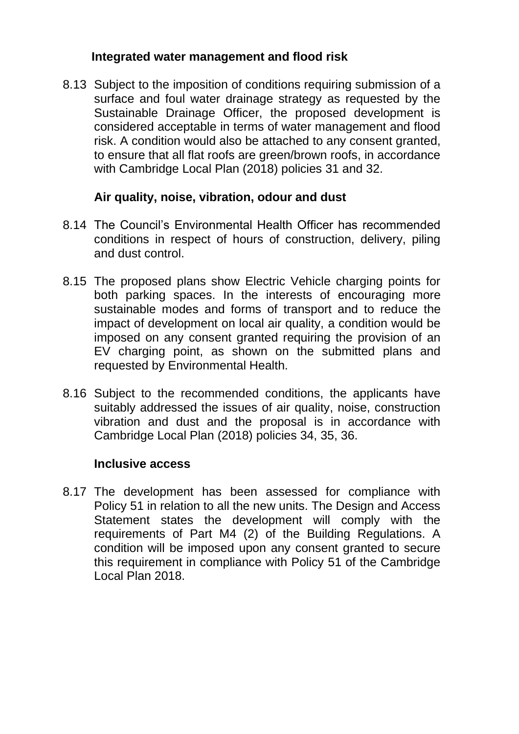**Integrated water management and flood risk**

8.13 Subject to the imposition of conditions requiring submission of a surface and foul water drainage strategy as requested by the Sustainable Drainage Officer, the proposed development is considered acceptable in terms of water management and flood risk. A condition would also be attached to any consent granted, to ensure that all flat roofs are green/brown roofs, in accordance with Cambridge Local Plan (2018) policies 31 and 32.

**Air quality, noise, vibration, odour and dust**

8.14 The Council's Environmental Health Officer has recommended conditions in respect of hours of construction, delivery, piling and dust control.

8.15 The proposed plans show Electric Vehicle charging points for both parking spaces. In the interests of encouraging more sustainable modes and forms of transport and to reduce the impact of development on local air quality, a condition would be imposed on any consent granted requiring the provision of an EV charging point, as shown on the submitted plans and requested by Environmental Health.

8.16 Subject to the recommended conditions, the applicants have suitably addressed the issues of air quality, noise, construction vibration and dust and the proposal is in accordance with Cambridge Local Plan (2018) policies 34, 35, 36.

**Inclusive access**

8.17 The development has been assessed for compliance with Policy 51 in relation to all the new units. The Design and Access Statement states the development will comply with the requirements of Part M4 (2) of the Building Regulations. A condition will be imposed upon any consent granted to secure this requirement in compliance with Policy 51 of the Cambridge Local Plan 2018.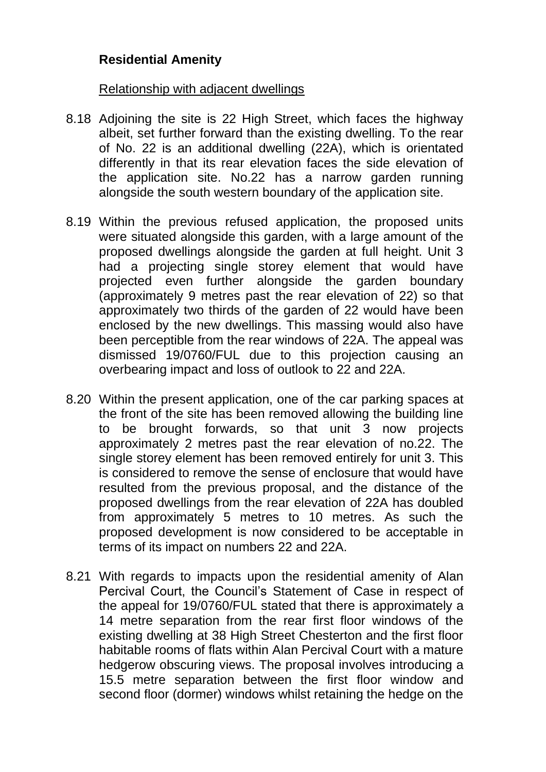**Residential Amenity**

Relationship with adjacent dwellings

8.18 Adjoining the site is 22 High Street, which faces the highway albeit, set further forward than the existing dwelling. To the rear of No. 22 is an additional dwelling (22A), which is orientated differently in that its rear elevation faces the side elevation of the application site. No.22 has a narrow garden running alongside the south western boundary of the application site.

8.19 Within the previous refused application, the proposed units were situated alongside this garden, with a large amount of the proposed dwellings alongside the garden at full height. Unit 3 had a projecting single storey element that would have projected even further alongside the garden boundary (approximately 9 metres past the rear elevation of 22) so that approximately two thirds of the garden of 22 would have been enclosed by the new dwellings. This massing would also have been perceptible from the rear windows of 22A. The appeal was dismissed 19/0760/FUL due to this projection causing an overbearing impact and loss of outlook to 22 and 22A.

8.20 Within the present application, one of the car parking spaces at the front of the site has been removed allowing the building line to be brought forwards, so that unit 3 now projects approximately 2 metres past the rear elevation of no.22. The single storey element has been removed entirely for unit 3. This is considered to remove the sense of enclosure that would have resulted from the previous proposal, and the distance of the proposed dwellings from the rear elevation of 22A has doubled from approximately 5 metres to 10 metres. As such the proposed development is now considered to be acceptable in terms of its impact on numbers 22 and 22A.

8.21 With regards to impacts upon the residential amenity of Alan Percival Court, the Council's Statement of Case in respect of the appeal for 19/0760/FUL stated that there is approximately a 14 metre separation from the rear first floor windows of the existing dwelling at 38 High Street Chesterton and the first floor habitable rooms of flats within Alan Percival Court with a mature hedgerow obscuring views. The proposal involves introducing a 15.5 metre separation between the first floor window and second floor (dormer) windows whilst retaining the hedge on the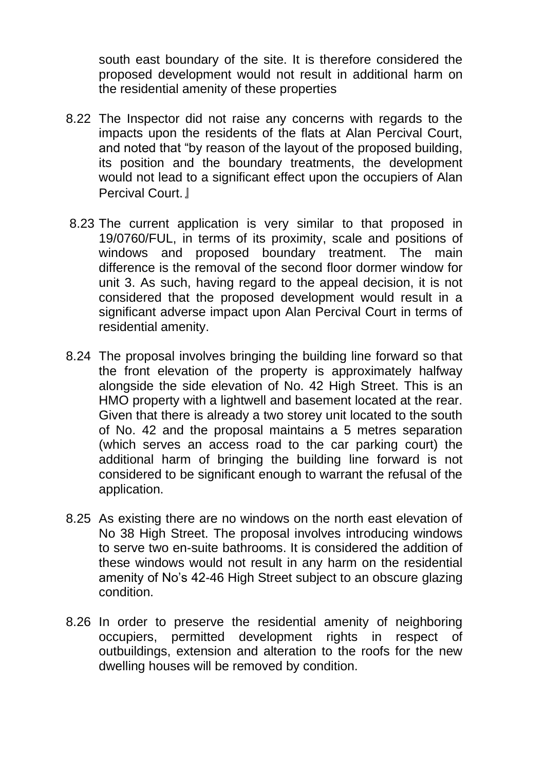south east boundary of the site. It is therefore considered the proposed development would not result in additional harm on the residential amenity of these properties

8.22 The Inspector did not raise any concerns with regards to the impacts upon the residents of the flats at Alan Percival Court, and noted that "by reason of the layout of the proposed building, its position and the boundary treatments, the development would not lead to a significant effect upon the occupiers of Alan Percival Court.』

8.23 The current application is very similar to that proposed in 19/0760/FUL, in terms of its proximity, scale and positions of windows and proposed boundary treatment. The main difference is the removal of the second floor dormer window for unit 3. As such, having regard to the appeal decision, it is not considered that the proposed development would result in a significant adverse impact upon Alan Percival Court in terms of residential amenity.

8.24 The proposal involves bringing the building line forward so that the front elevation of the property is approximately halfway alongside the side elevation of No. 42 High Street. This is an HMO property with a lightwell and basement located at the rear. Given that there is already a two storey unit located to the south of No. 42 and the proposal maintains a 5 metres separation (which serves an access road to the car parking court) the additional harm of bringing the building line forward is not considered to be significant enough to warrant the refusal of the application.

8.25 As existing there are no windows on the north east elevation of No 38 High Street. The proposal involves introducing windows to serve two en-suite bathrooms. It is considered the addition of these windows would not result in any harm on the residential amenity of No's 42-46 High Street subject to an obscure glazing condition.

8.26 In order to preserve the residential amenity of neighboring occupiers, permitted development rights in respect of outbuildings, extension and alteration to the roofs for the new dwelling houses will be removed by condition.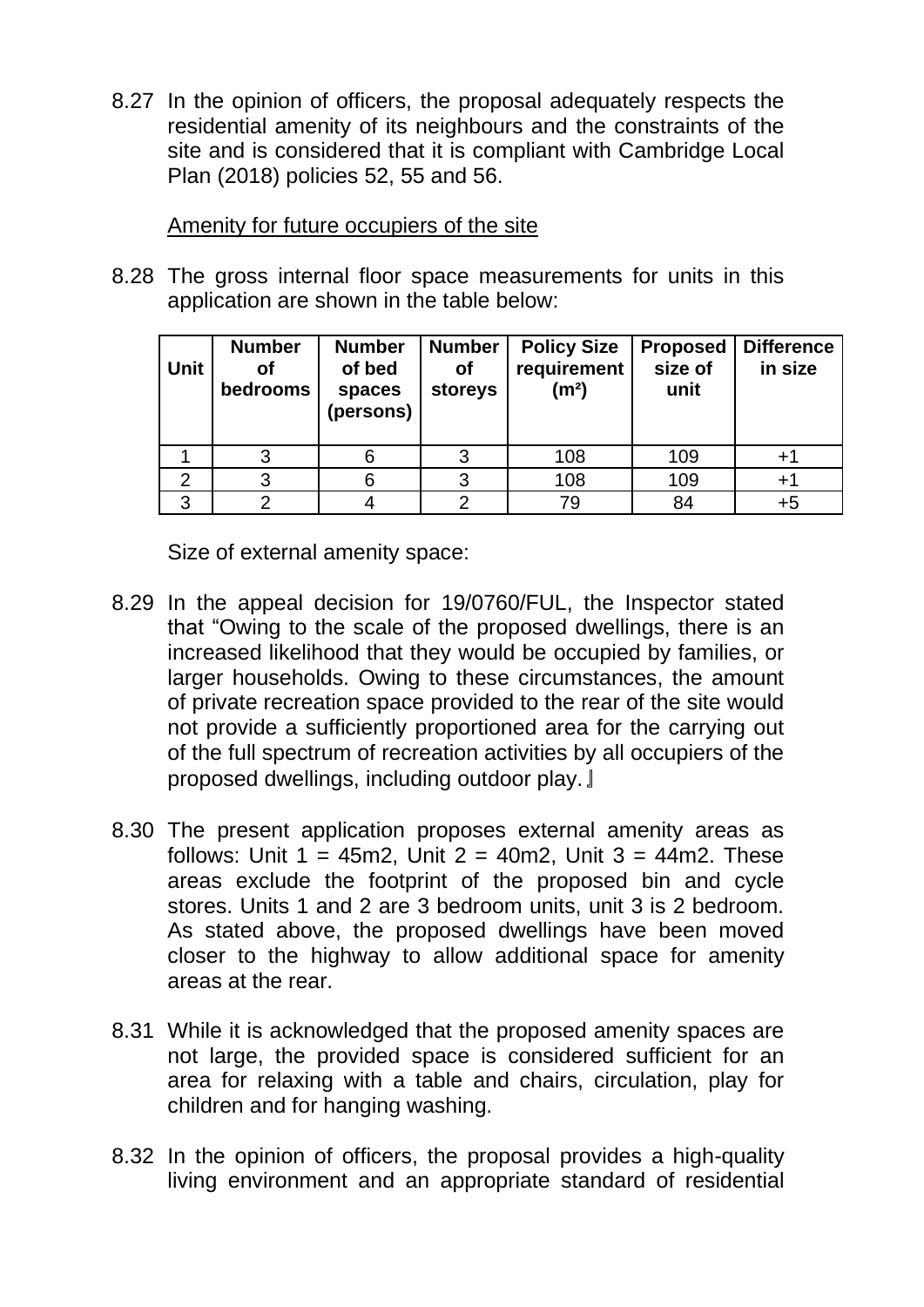8.27 In the opinion of officers, the proposal adequately respects the residential amenity of its neighbours and the constraints of the site and is considered that it is compliant with Cambridge Local Plan (2018) policies 52, 55 and 56.

Amenity for future occupiers of the site

8.28 The gross internal floor space measurements for units in this application are shown in the table below:

| Unit | Number of bedrooms | Number of bed spaces (persons) | Number of storeys | Policy Size requirement (m²) | Proposed size of unit | Difference in size |
|---|---|---|---|---|---|---|
| 1 | 3 | 6 | 3 | 108 | 109 | +1 |
| 2 | 3 | 6 | 3 | 108 | 109 | +1 |
| 3 | 2 | 4 | 2 | 79 | 84 | +5 |

Size of external amenity space:

8.29 In the appeal decision for 19/0760/FUL, the Inspector stated that "Owing to the scale of the proposed dwellings, there is an increased likelihood that they would be occupied by families, or larger households. Owing to these circumstances, the amount of private recreation space provided to the rear of the site would not provide a sufficiently proportioned area for the carrying out of the full spectrum of recreation activities by all occupiers of the proposed dwellings, including outdoor play.〟

8.30 The present application proposes external amenity areas as follows: Unit 1 = 45m2, Unit 2 = 40m2, Unit 3 = 44m2. These areas exclude the footprint of the proposed bin and cycle stores. Units 1 and 2 are 3 bedroom units, unit 3 is 2 bedroom. As stated above, the proposed dwellings have been moved closer to the highway to allow additional space for amenity areas at the rear.

8.31 While it is acknowledged that the proposed amenity spaces are not large, the provided space is considered sufficient for an area for relaxing with a table and chairs, circulation, play for children and for hanging washing.

8.32 In the opinion of officers, the proposal provides a high-quality living environment and an appropriate standard of residential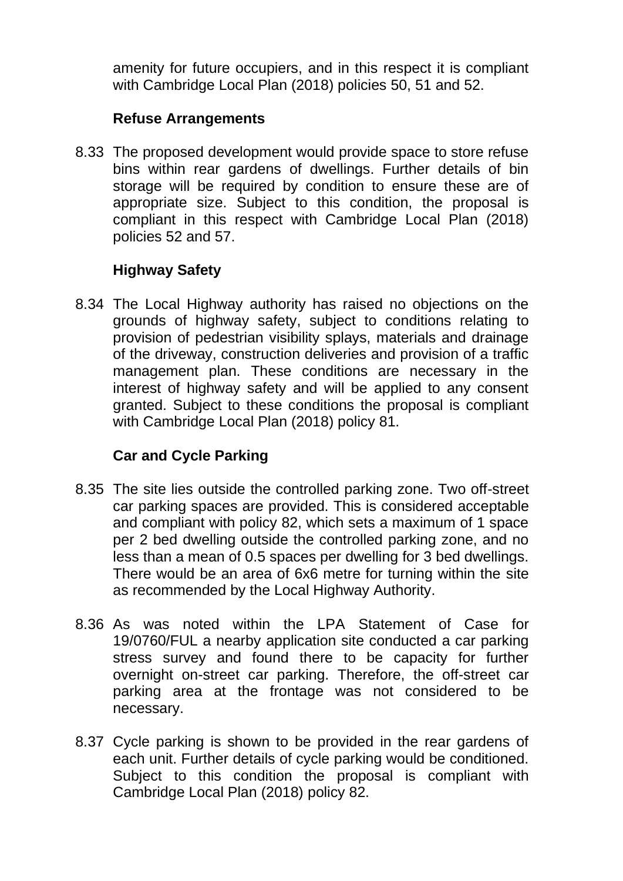amenity for future occupiers, and in this respect it is compliant with Cambridge Local Plan (2018) policies 50, 51 and 52.

### Refuse Arrangements

8.33 The proposed development would provide space to store refuse bins within rear gardens of dwellings. Further details of bin storage will be required by condition to ensure these are of appropriate size. Subject to this condition, the proposal is compliant in this respect with Cambridge Local Plan (2018) policies 52 and 57.

### Highway Safety

8.34 The Local Highway authority has raised no objections on the grounds of highway safety, subject to conditions relating to provision of pedestrian visibility splays, materials and drainage of the driveway, construction deliveries and provision of a traffic management plan. These conditions are necessary in the interest of highway safety and will be applied to any consent granted. Subject to these conditions the proposal is compliant with Cambridge Local Plan (2018) policy 81.

### Car and Cycle Parking

8.35 The site lies outside the controlled parking zone. Two off-street car parking spaces are provided. This is considered acceptable and compliant with policy 82, which sets a maximum of 1 space per 2 bed dwelling outside the controlled parking zone, and no less than a mean of 0.5 spaces per dwelling for 3 bed dwellings. There would be an area of 6x6 metre for turning within the site as recommended by the Local Highway Authority.

8.36 As was noted within the LPA Statement of Case for 19/0760/FUL a nearby application site conducted a car parking stress survey and found there to be capacity for further overnight on-street car parking. Therefore, the off-street car parking area at the frontage was not considered to be necessary.

8.37 Cycle parking is shown to be provided in the rear gardens of each unit. Further details of cycle parking would be conditioned. Subject to this condition the proposal is compliant with Cambridge Local Plan (2018) policy 82.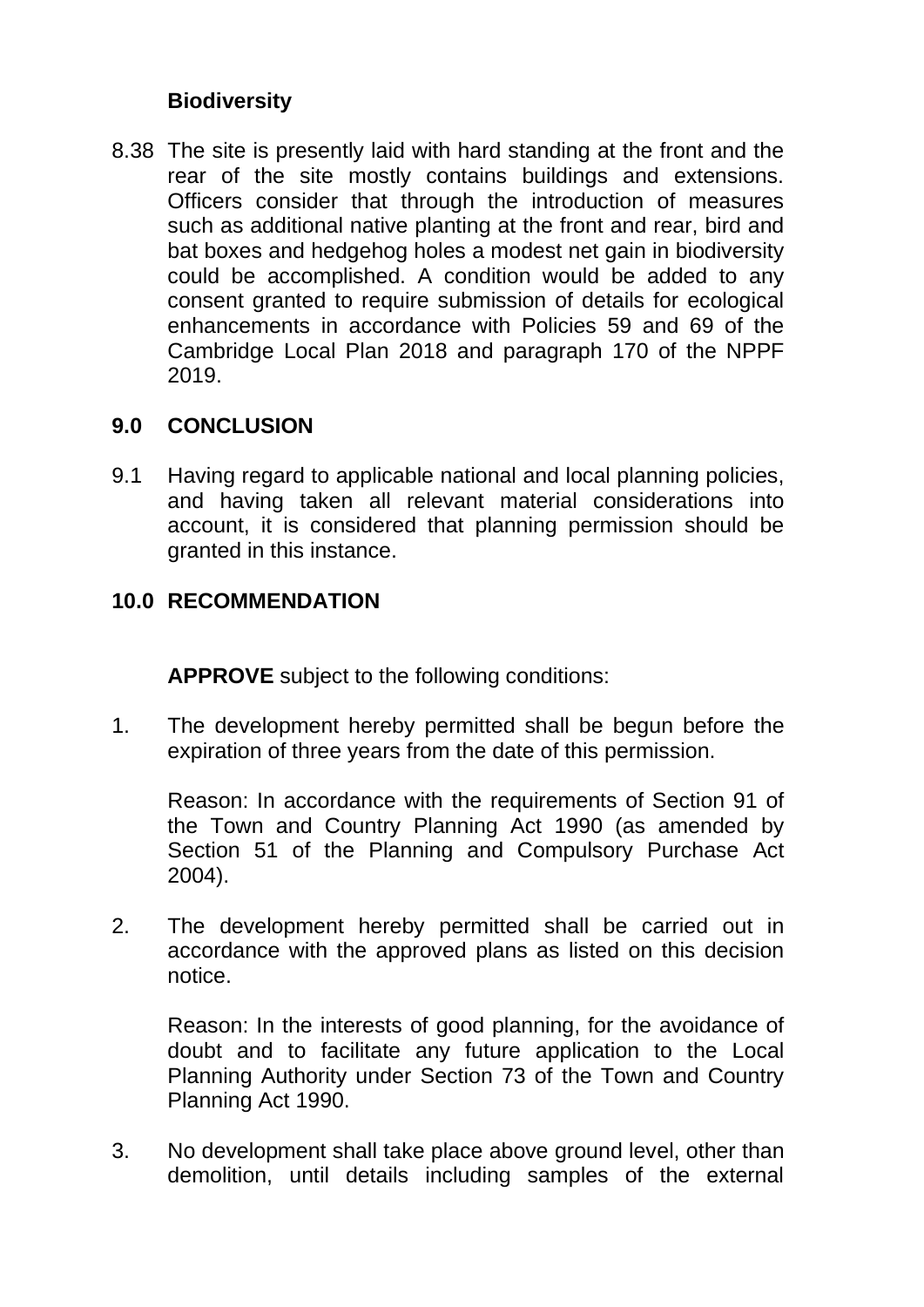### Biodiversity

8.38 The site is presently laid with hard standing at the front and the rear of the site mostly contains buildings and extensions. Officers consider that through the introduction of measures such as additional native planting at the front and rear, bird and bat boxes and hedgehog holes a modest net gain in biodiversity could be accomplished. A condition would be added to any consent granted to require submission of details for ecological enhancements in accordance with Policies 59 and 69 of the Cambridge Local Plan 2018 and paragraph 170 of the NPPF 2019.

## 9.0 CONCLUSION

9.1 Having regard to applicable national and local planning policies, and having taken all relevant material considerations into account, it is considered that planning permission should be granted in this instance.

## 10.0 RECOMMENDATION

**APPROVE** subject to the following conditions:

1. The development hereby permitted shall be begun before the expiration of three years from the date of this permission.

   Reason: In accordance with the requirements of Section 91 of the Town and Country Planning Act 1990 (as amended by Section 51 of the Planning and Compulsory Purchase Act 2004).

2. The development hereby permitted shall be carried out in accordance with the approved plans as listed on this decision notice.

   Reason: In the interests of good planning, for the avoidance of doubt and to facilitate any future application to the Local Planning Authority under Section 73 of the Town and Country Planning Act 1990.

3. No development shall take place above ground level, other than demolition, until details including samples of the external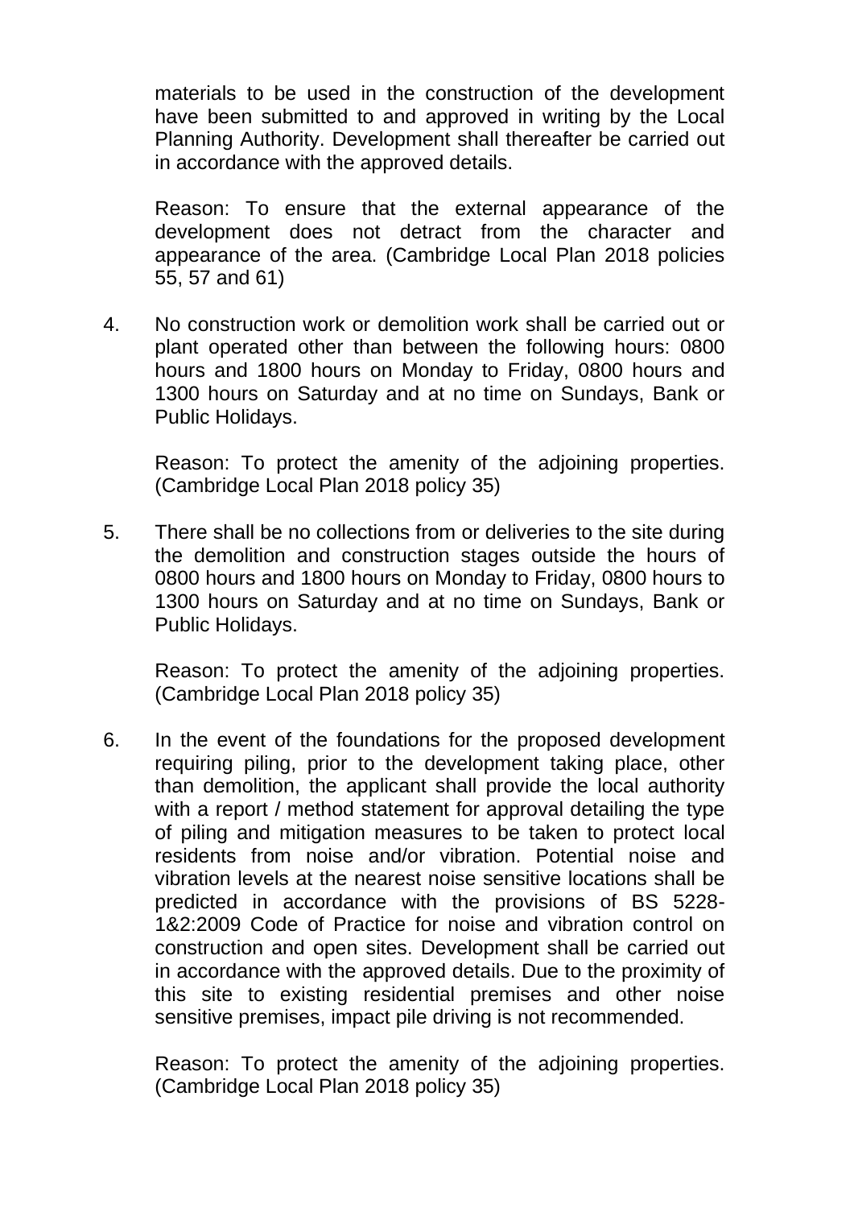materials to be used in the construction of the development have been submitted to and approved in writing by the Local Planning Authority. Development shall thereafter be carried out in accordance with the approved details.

Reason: To ensure that the external appearance of the development does not detract from the character and appearance of the area. (Cambridge Local Plan 2018 policies 55, 57 and 61)

4. No construction work or demolition work shall be carried out or plant operated other than between the following hours: 0800 hours and 1800 hours on Monday to Friday, 0800 hours and 1300 hours on Saturday and at no time on Sundays, Bank or Public Holidays.

   Reason: To protect the amenity of the adjoining properties. (Cambridge Local Plan 2018 policy 35)

5. There shall be no collections from or deliveries to the site during the demolition and construction stages outside the hours of 0800 hours and 1800 hours on Monday to Friday, 0800 hours to 1300 hours on Saturday and at no time on Sundays, Bank or Public Holidays.

   Reason: To protect the amenity of the adjoining properties. (Cambridge Local Plan 2018 policy 35)

6. In the event of the foundations for the proposed development requiring piling, prior to the development taking place, other than demolition, the applicant shall provide the local authority with a report / method statement for approval detailing the type of piling and mitigation measures to be taken to protect local residents from noise and/or vibration. Potential noise and vibration levels at the nearest noise sensitive locations shall be predicted in accordance with the provisions of BS 5228-1&2:2009 Code of Practice for noise and vibration control on construction and open sites. Development shall be carried out in accordance with the approved details. Due to the proximity of this site to existing residential premises and other noise sensitive premises, impact pile driving is not recommended.

   Reason: To protect the amenity of the adjoining properties. (Cambridge Local Plan 2018 policy 35)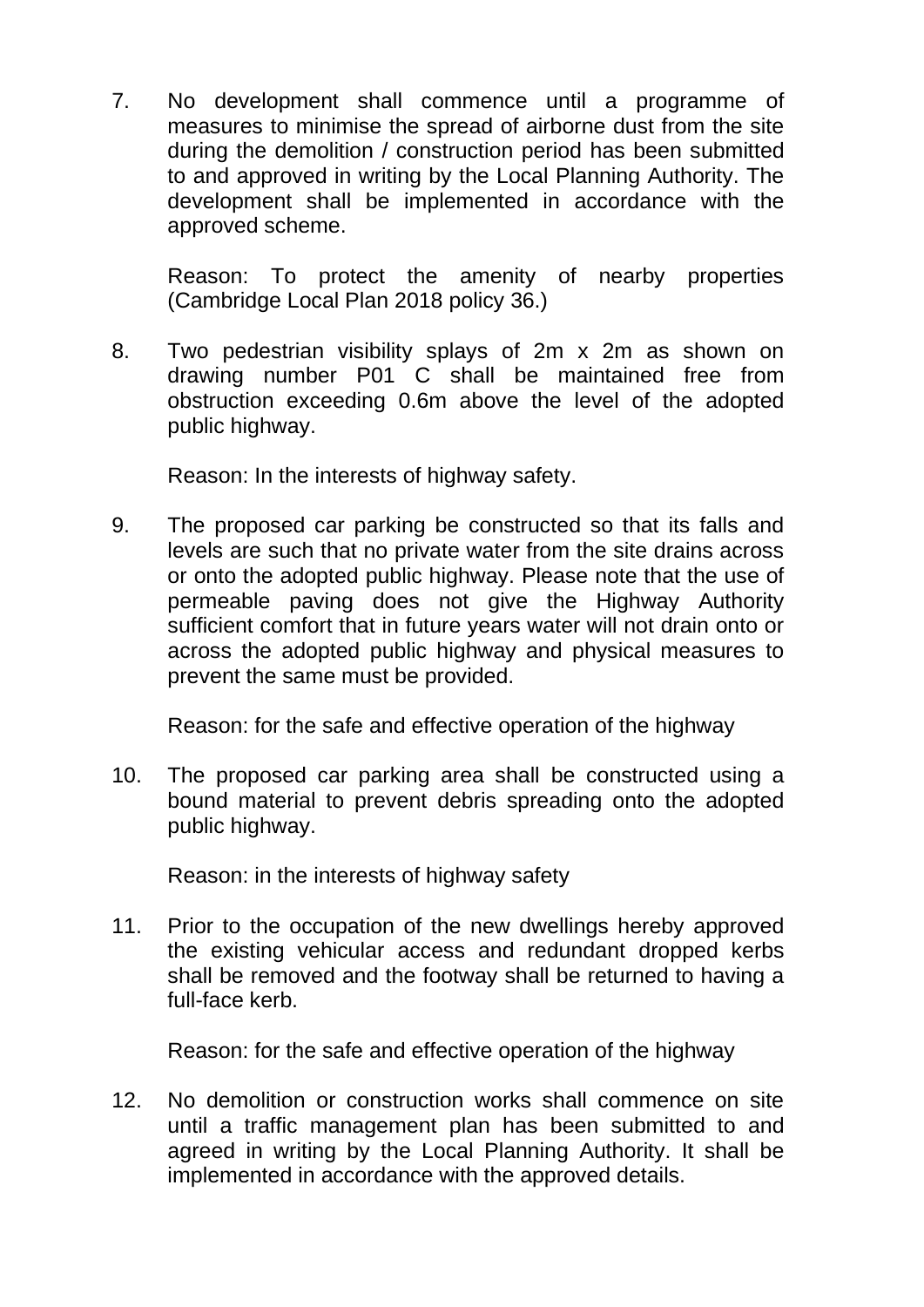7. No development shall commence until a programme of measures to minimise the spread of airborne dust from the site during the demolition / construction period has been submitted to and approved in writing by the Local Planning Authority. The development shall be implemented in accordance with the approved scheme.

   Reason: To protect the amenity of nearby properties (Cambridge Local Plan 2018 policy 36.)

8. Two pedestrian visibility splays of 2m x 2m as shown on drawing number P01 C shall be maintained free from obstruction exceeding 0.6m above the level of the adopted public highway.

   Reason: In the interests of highway safety.

9. The proposed car parking be constructed so that its falls and levels are such that no private water from the site drains across or onto the adopted public highway. Please note that the use of permeable paving does not give the Highway Authority sufficient comfort that in future years water will not drain onto or across the adopted public highway and physical measures to prevent the same must be provided.

   Reason: for the safe and effective operation of the highway

10. The proposed car parking area shall be constructed using a bound material to prevent debris spreading onto the adopted public highway.

    Reason: in the interests of highway safety

11. Prior to the occupation of the new dwellings hereby approved the existing vehicular access and redundant dropped kerbs shall be removed and the footway shall be returned to having a full-face kerb.

    Reason: for the safe and effective operation of the highway

12. No demolition or construction works shall commence on site until a traffic management plan has been submitted to and agreed in writing by the Local Planning Authority. It shall be implemented in accordance with the approved details.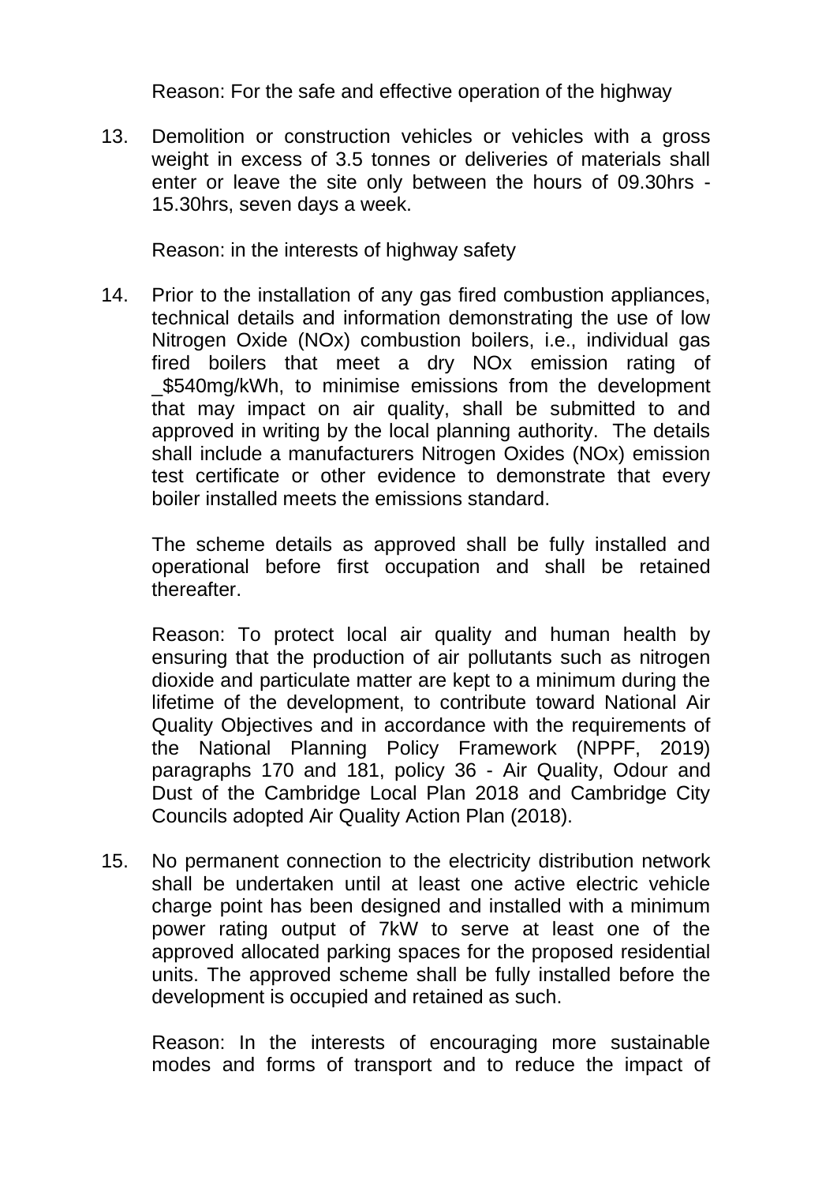Reason: For the safe and effective operation of the highway

13. Demolition or construction vehicles or vehicles with a gross weight in excess of 3.5 tonnes or deliveries of materials shall enter or leave the site only between the hours of 09.30hrs - 15.30hrs, seven days a week.

    Reason: in the interests of highway safety

14. Prior to the installation of any gas fired combustion appliances, technical details and information demonstrating the use of low Nitrogen Oxide (NOx) combustion boilers, i.e., individual gas fired boilers that meet a dry NOx emission rating of _$540mg/kWh, to minimise emissions from the development that may impact on air quality, shall be submitted to and approved in writing by the local planning authority. The details shall include a manufacturers Nitrogen Oxides (NOx) emission test certificate or other evidence to demonstrate that every boiler installed meets the emissions standard.

    The scheme details as approved shall be fully installed and operational before first occupation and shall be retained thereafter.

    Reason: To protect local air quality and human health by ensuring that the production of air pollutants such as nitrogen dioxide and particulate matter are kept to a minimum during the lifetime of the development, to contribute toward National Air Quality Objectives and in accordance with the requirements of the National Planning Policy Framework (NPPF, 2019) paragraphs 170 and 181, policy 36 - Air Quality, Odour and Dust of the Cambridge Local Plan 2018 and Cambridge City Councils adopted Air Quality Action Plan (2018).

15. No permanent connection to the electricity distribution network shall be undertaken until at least one active electric vehicle charge point has been designed and installed with a minimum power rating output of 7kW to serve at least one of the approved allocated parking spaces for the proposed residential units. The approved scheme shall be fully installed before the development is occupied and retained as such.

    Reason: In the interests of encouraging more sustainable modes and forms of transport and to reduce the impact of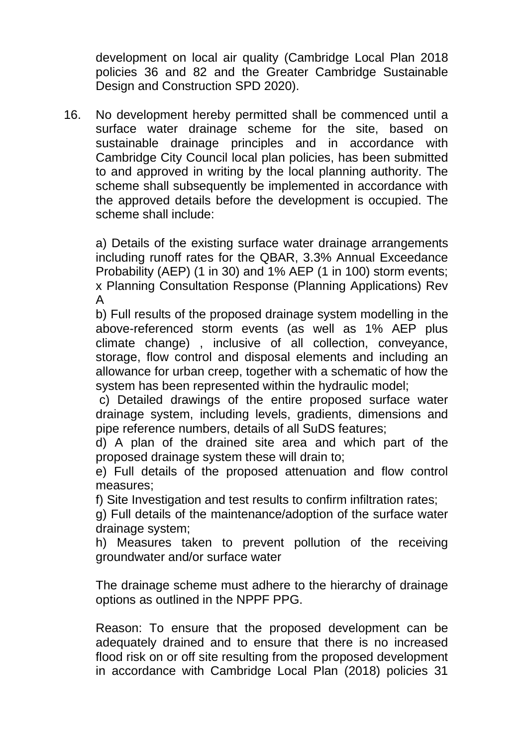development on local air quality (Cambridge Local Plan 2018 policies 36 and 82 and the Greater Cambridge Sustainable Design and Construction SPD 2020).

16. No development hereby permitted shall be commenced until a surface water drainage scheme for the site, based on sustainable drainage principles and in accordance with Cambridge City Council local plan policies, has been submitted to and approved in writing by the local planning authority. The scheme shall subsequently be implemented in accordance with the approved details before the development is occupied. The scheme shall include:

    a) Details of the existing surface water drainage arrangements including runoff rates for the QBAR, 3.3% Annual Exceedance Probability (AEP) (1 in 30) and 1% AEP (1 in 100) storm events; x Planning Consultation Response (Planning Applications) Rev A
    b) Full results of the proposed drainage system modelling in the above-referenced storm events (as well as 1% AEP plus climate change) , inclusive of all collection, conveyance, storage, flow control and disposal elements and including an allowance for urban creep, together with a schematic of how the system has been represented within the hydraulic model;
    c) Detailed drawings of the entire proposed surface water drainage system, including levels, gradients, dimensions and pipe reference numbers, details of all SuDS features;
    d) A plan of the drained site area and which part of the proposed drainage system these will drain to;
    e) Full details of the proposed attenuation and flow control measures;
    f) Site Investigation and test results to confirm infiltration rates;
    g) Full details of the maintenance/adoption of the surface water drainage system;
    h) Measures taken to prevent pollution of the receiving groundwater and/or surface water

    The drainage scheme must adhere to the hierarchy of drainage options as outlined in the NPPF PPG.

    Reason: To ensure that the proposed development can be adequately drained and to ensure that there is no increased flood risk on or off site resulting from the proposed development in accordance with Cambridge Local Plan (2018) policies 31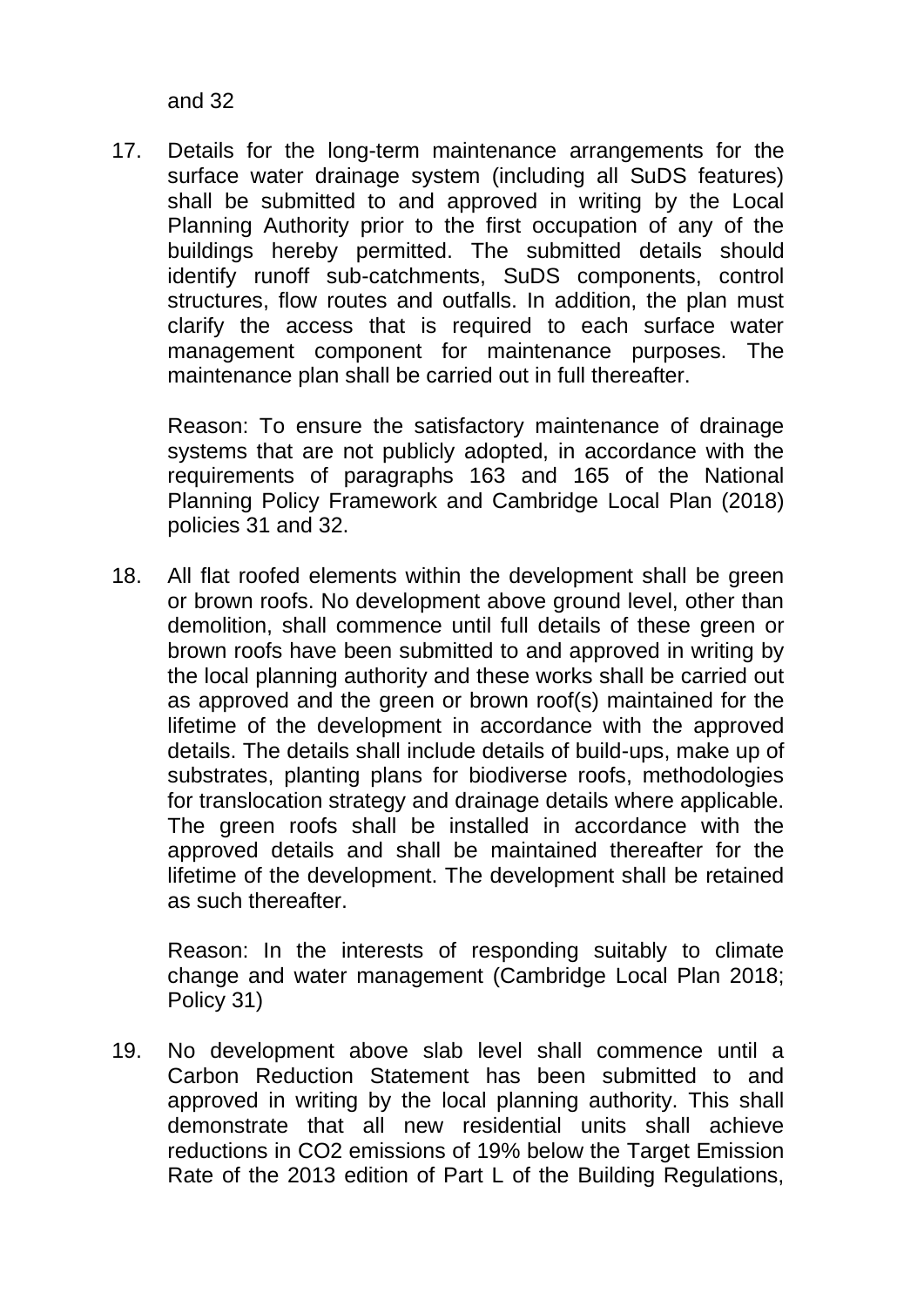and 32

17. Details for the long-term maintenance arrangements for the surface water drainage system (including all SuDS features) shall be submitted to and approved in writing by the Local Planning Authority prior to the first occupation of any of the buildings hereby permitted. The submitted details should identify runoff sub-catchments, SuDS components, control structures, flow routes and outfalls. In addition, the plan must clarify the access that is required to each surface water management component for maintenance purposes. The maintenance plan shall be carried out in full thereafter.

    Reason: To ensure the satisfactory maintenance of drainage systems that are not publicly adopted, in accordance with the requirements of paragraphs 163 and 165 of the National Planning Policy Framework and Cambridge Local Plan (2018) policies 31 and 32.

18. All flat roofed elements within the development shall be green or brown roofs. No development above ground level, other than demolition, shall commence until full details of these green or brown roofs have been submitted to and approved in writing by the local planning authority and these works shall be carried out as approved and the green or brown roof(s) maintained for the lifetime of the development in accordance with the approved details. The details shall include details of build-ups, make up of substrates, planting plans for biodiverse roofs, methodologies for translocation strategy and drainage details where applicable. The green roofs shall be installed in accordance with the approved details and shall be maintained thereafter for the lifetime of the development. The development shall be retained as such thereafter.

    Reason: In the interests of responding suitably to climate change and water management (Cambridge Local Plan 2018; Policy 31)

19. No development above slab level shall commence until a Carbon Reduction Statement has been submitted to and approved in writing by the local planning authority. This shall demonstrate that all new residential units shall achieve reductions in $CO_2$ emissions of 19% below the Target Emission Rate of the 2013 edition of Part L of the Building Regulations,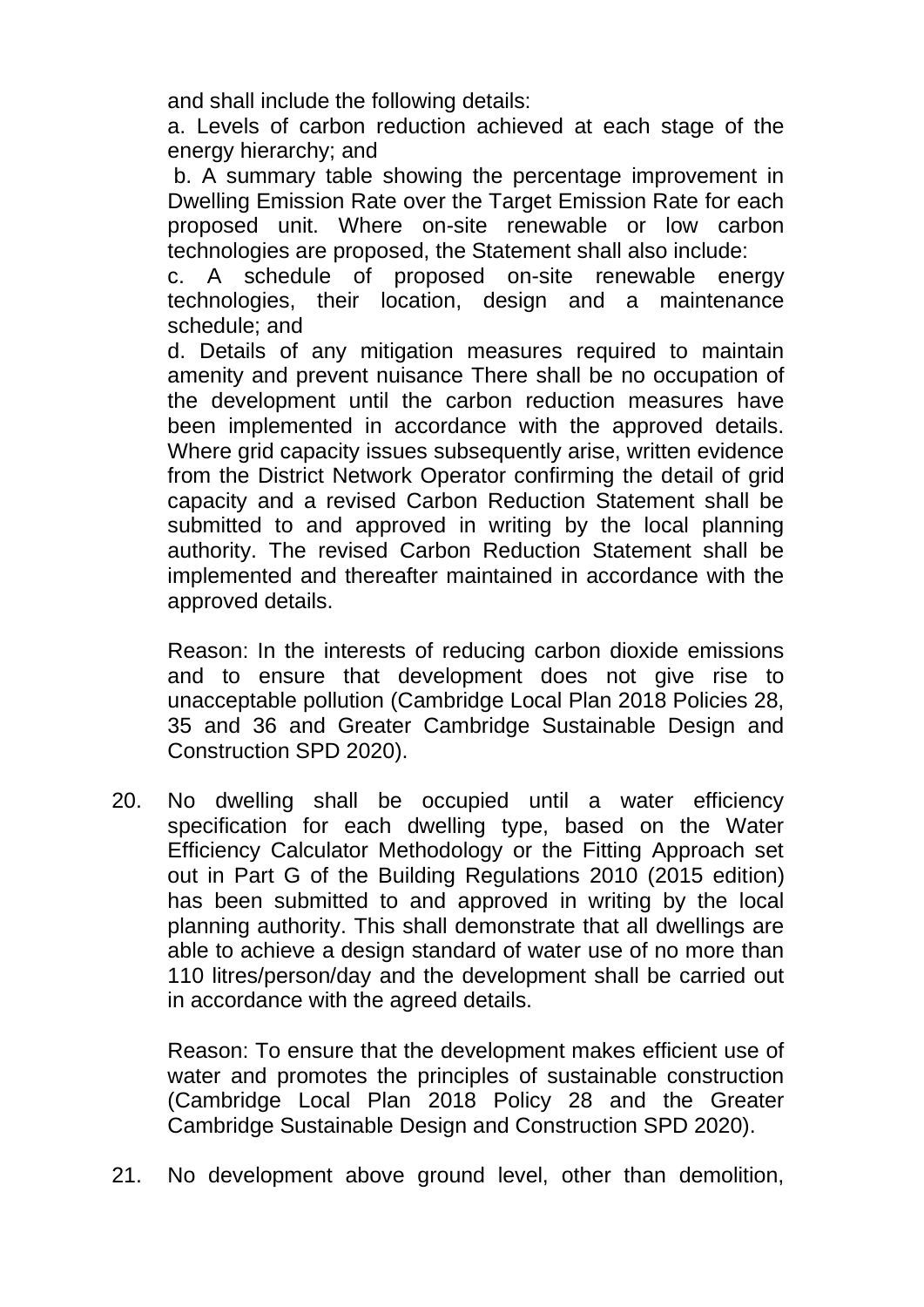and shall include the following details:

a. Levels of carbon reduction achieved at each stage of the energy hierarchy; and

b. A summary table showing the percentage improvement in Dwelling Emission Rate over the Target Emission Rate for each proposed unit. Where on-site renewable or low carbon technologies are proposed, the Statement shall also include:

c. A schedule of proposed on-site renewable energy technologies, their location, design and a maintenance schedule; and

d. Details of any mitigation measures required to maintain amenity and prevent nuisance There shall be no occupation of the development until the carbon reduction measures have been implemented in accordance with the approved details. Where grid capacity issues subsequently arise, written evidence from the District Network Operator confirming the detail of grid capacity and a revised Carbon Reduction Statement shall be submitted to and approved in writing by the local planning authority. The revised Carbon Reduction Statement shall be implemented and thereafter maintained in accordance with the approved details.

Reason: In the interests of reducing carbon dioxide emissions and to ensure that development does not give rise to unacceptable pollution (Cambridge Local Plan 2018 Policies 28, 35 and 36 and Greater Cambridge Sustainable Design and Construction SPD 2020).

20. No dwelling shall be occupied until a water efficiency specification for each dwelling type, based on the Water Efficiency Calculator Methodology or the Fitting Approach set out in Part G of the Building Regulations 2010 (2015 edition) has been submitted to and approved in writing by the local planning authority. This shall demonstrate that all dwellings are able to achieve a design standard of water use of no more than 110 litres/person/day and the development shall be carried out in accordance with the agreed details.

    Reason: To ensure that the development makes efficient use of water and promotes the principles of sustainable construction (Cambridge Local Plan 2018 Policy 28 and the Greater Cambridge Sustainable Design and Construction SPD 2020).

21. No development above ground level, other than demolition,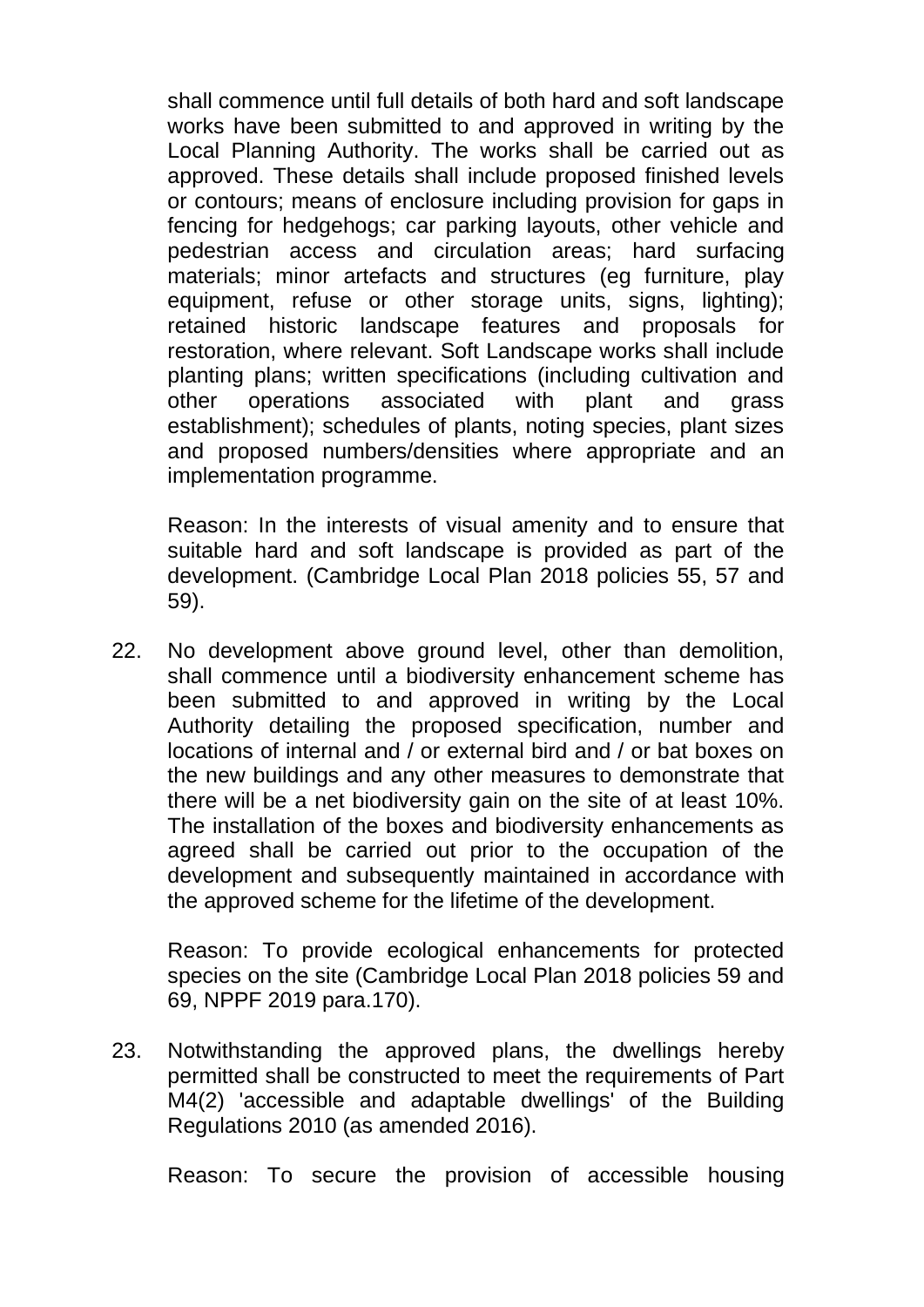shall commence until full details of both hard and soft landscape works have been submitted to and approved in writing by the Local Planning Authority. The works shall be carried out as approved. These details shall include proposed finished levels or contours; means of enclosure including provision for gaps in fencing for hedgehogs; car parking layouts, other vehicle and pedestrian access and circulation areas; hard surfacing materials; minor artefacts and structures (eg furniture, play equipment, refuse or other storage units, signs, lighting); retained historic landscape features and proposals for restoration, where relevant. Soft Landscape works shall include planting plans; written specifications (including cultivation and other operations associated with plant and grass establishment); schedules of plants, noting species, plant sizes and proposed numbers/densities where appropriate and an implementation programme.

Reason: In the interests of visual amenity and to ensure that suitable hard and soft landscape is provided as part of the development. (Cambridge Local Plan 2018 policies 55, 57 and 59).

22. No development above ground level, other than demolition, shall commence until a biodiversity enhancement scheme has been submitted to and approved in writing by the Local Authority detailing the proposed specification, number and locations of internal and / or external bird and / or bat boxes on the new buildings and any other measures to demonstrate that there will be a net biodiversity gain on the site of at least 10%. The installation of the boxes and biodiversity enhancements as agreed shall be carried out prior to the occupation of the development and subsequently maintained in accordance with the approved scheme for the lifetime of the development.

    Reason: To provide ecological enhancements for protected species on the site (Cambridge Local Plan 2018 policies 59 and 69, NPPF 2019 para.170).

23. Notwithstanding the approved plans, the dwellings hereby permitted shall be constructed to meet the requirements of Part M4(2) 'accessible and adaptable dwellings' of the Building Regulations 2010 (as amended 2016).

    Reason: To secure the provision of accessible housing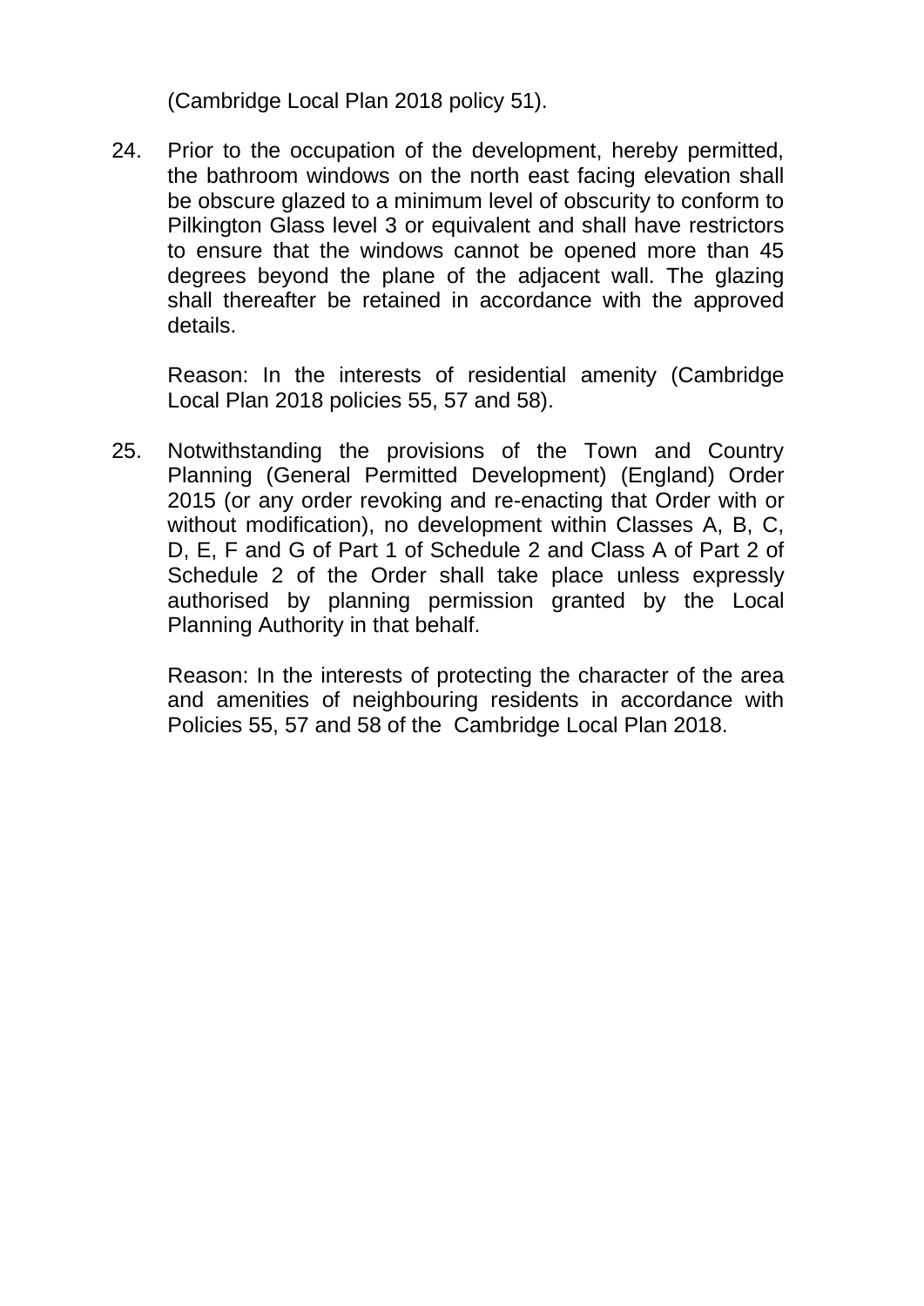(Cambridge Local Plan 2018 policy 51).

24. Prior to the occupation of the development, hereby permitted, the bathroom windows on the north east facing elevation shall be obscure glazed to a minimum level of obscurity to conform to Pilkington Glass level 3 or equivalent and shall have restrictors to ensure that the windows cannot be opened more than 45 degrees beyond the plane of the adjacent wall. The glazing shall thereafter be retained in accordance with the approved details.

    Reason: In the interests of residential amenity (Cambridge Local Plan 2018 policies 55, 57 and 58).

25. Notwithstanding the provisions of the Town and Country Planning (General Permitted Development) (England) Order 2015 (or any order revoking and re-enacting that Order with or without modification), no development within Classes A, B, C, D, E, F and G of Part 1 of Schedule 2 and Class A of Part 2 of Schedule 2 of the Order shall take place unless expressly authorised by planning permission granted by the Local Planning Authority in that behalf.

    Reason: In the interests of protecting the character of the area and amenities of neighbouring residents in accordance with Policies 55, 57 and 58 of the Cambridge Local Plan 2018.